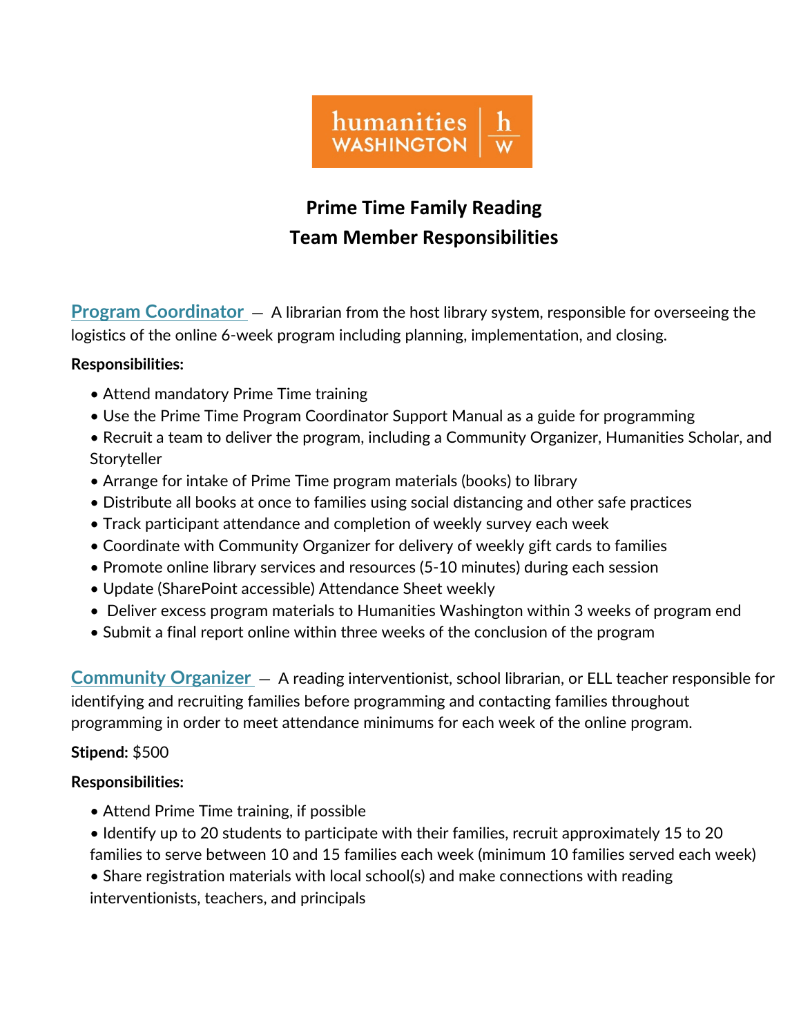humanities WASHINGTON | h w

# Prime Time Family Reading
# Team Member Responsibilities

**Program Coordinator** — A librarian from the host library system, responsible for overseeing the logistics of the online 6-week program including planning, implementation, and closing.

**Responsibilities:**

- Attend mandatory Prime Time training
- Use the Prime Time Program Coordinator Support Manual as a guide for programming
- Recruit a team to deliver the program, including a Community Organizer, Humanities Scholar, and Storyteller
- Arrange for intake of Prime Time program materials (books) to library
- Distribute all books at once to families using social distancing and other safe practices
- Track participant attendance and completion of weekly survey each week
- Coordinate with Community Organizer for delivery of weekly gift cards to families
- Promote online library services and resources (5-10 minutes) during each session
- Update (SharePoint accessible) Attendance Sheet weekly
- Deliver excess program materials to Humanities Washington within 3 weeks of program end
- Submit a final report online within three weeks of the conclusion of the program

**Community Organizer** — A reading interventionist, school librarian, or ELL teacher responsible for identifying and recruiting families before programming and contacting families throughout programming in order to meet attendance minimums for each week of the online program.

**Stipend:** $500

**Responsibilities:**

- Attend Prime Time training, if possible
- Identify up to 20 students to participate with their families, recruit approximately 15 to 20 families to serve between 10 and 15 families each week (minimum 10 families served each week)
- Share registration materials with local school(s) and make connections with reading interventionists, teachers, and principals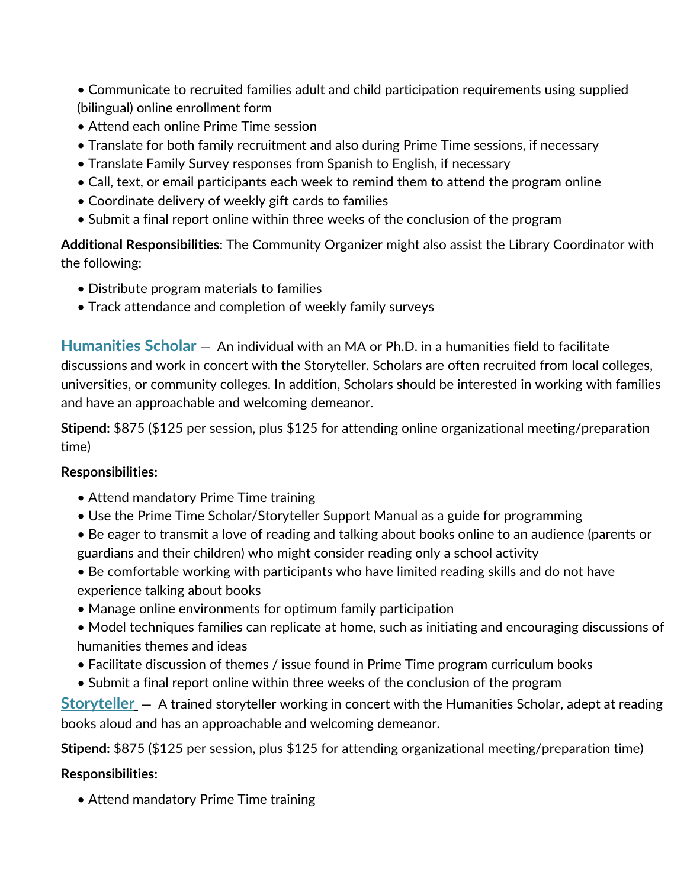- Communicate to recruited families adult and child participation requirements using supplied (bilingual) online enrollment form
- Attend each online Prime Time session
- Translate for both family recruitment and also during Prime Time sessions, if necessary
- Translate Family Survey responses from Spanish to English, if necessary
- Call, text, or email participants each week to remind them to attend the program online
- Coordinate delivery of weekly gift cards to families
- Submit a final report online within three weeks of the conclusion of the program

**Additional Responsibilities**: The Community Organizer might also assist the Library Coordinator with the following:

- Distribute program materials to families
- Track attendance and completion of weekly family surveys

**Humanities Scholar** — An individual with an MA or Ph.D. in a humanities field to facilitate discussions and work in concert with the Storyteller. Scholars are often recruited from local colleges, universities, or community colleges. In addition, Scholars should be interested in working with families and have an approachable and welcoming demeanor.

**Stipend:** $875 ($125 per session, plus $125 for attending online organizational meeting/preparation time)

**Responsibilities:**

- Attend mandatory Prime Time training
- Use the Prime Time Scholar/Storyteller Support Manual as a guide for programming
- Be eager to transmit a love of reading and talking about books online to an audience (parents or guardians and their children) who might consider reading only a school activity
- Be comfortable working with participants who have limited reading skills and do not have experience talking about books
- Manage online environments for optimum family participation
- Model techniques families can replicate at home, such as initiating and encouraging discussions of humanities themes and ideas
- Facilitate discussion of themes / issue found in Prime Time program curriculum books
- Submit a final report online within three weeks of the conclusion of the program

**Storyteller** — A trained storyteller working in concert with the Humanities Scholar, adept at reading books aloud and has an approachable and welcoming demeanor.

**Stipend:** $875 ($125 per session, plus $125 for attending organizational meeting/preparation time)

**Responsibilities:**

- Attend mandatory Prime Time training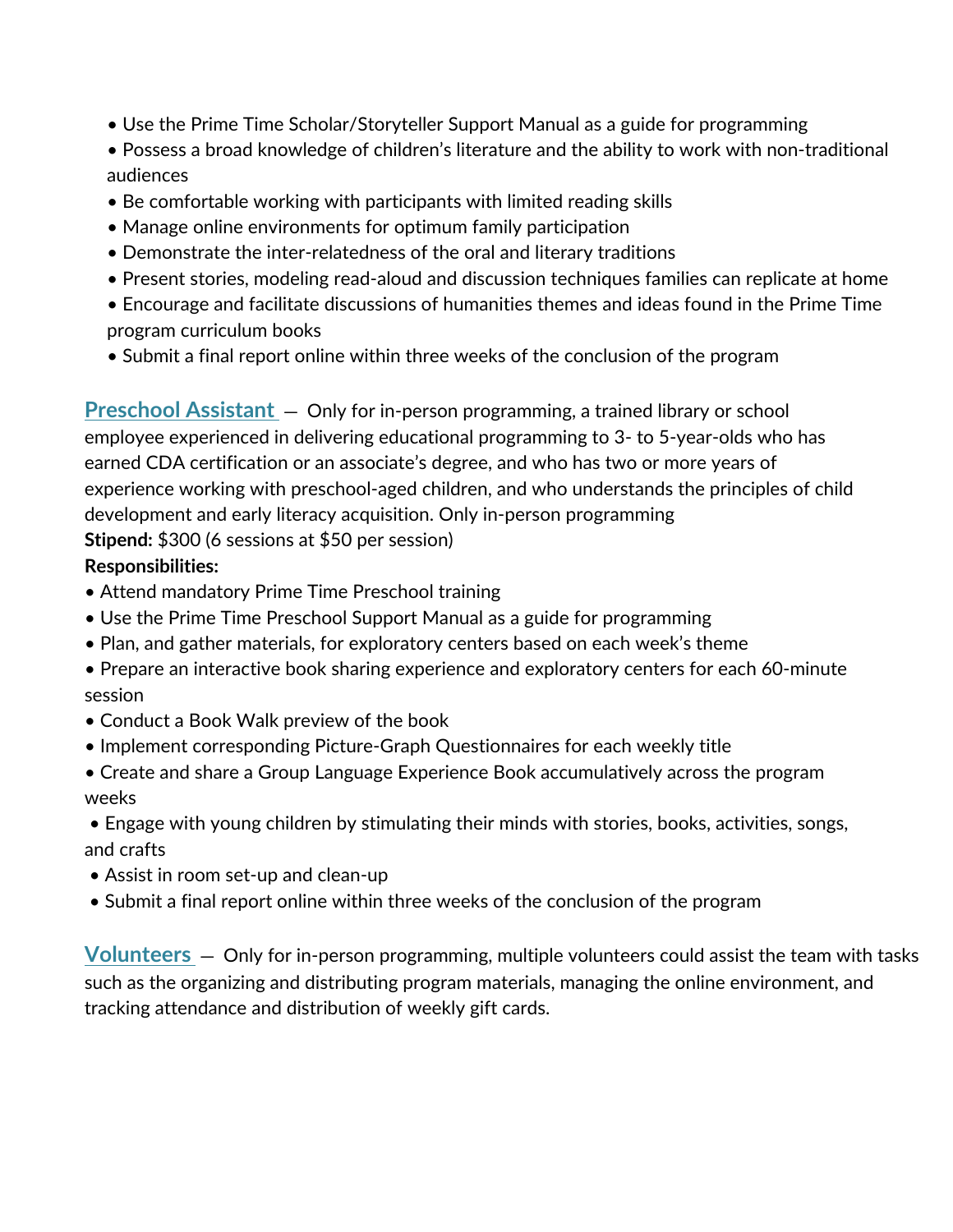- Use the Prime Time Scholar/Storyteller Support Manual as a guide for programming
- Possess a broad knowledge of children's literature and the ability to work with non-traditional audiences
- Be comfortable working with participants with limited reading skills
- Manage online environments for optimum family participation
- Demonstrate the inter-relatedness of the oral and literary traditions
- Present stories, modeling read-aloud and discussion techniques families can replicate at home
- Encourage and facilitate discussions of humanities themes and ideas found in the Prime Time program curriculum books
- Submit a final report online within three weeks of the conclusion of the program

**Preschool Assistant** — Only for in-person programming, a trained library or school employee experienced in delivering educational programming to 3- to 5-year-olds who has earned CDA certification or an associate's degree, and who has two or more years of experience working with preschool-aged children, and who understands the principles of child development and early literacy acquisition. Only in-person programming

**Stipend:** $300 (6 sessions at $50 per session)

**Responsibilities:**

- Attend mandatory Prime Time Preschool training
- Use the Prime Time Preschool Support Manual as a guide for programming
- Plan, and gather materials, for exploratory centers based on each week's theme
- Prepare an interactive book sharing experience and exploratory centers for each 60-minute session
- Conduct a Book Walk preview of the book
- Implement corresponding Picture-Graph Questionnaires for each weekly title
- Create and share a Group Language Experience Book accumulatively across the program weeks
- Engage with young children by stimulating their minds with stories, books, activities, songs, and crafts
- Assist in room set-up and clean-up
- Submit a final report online within three weeks of the conclusion of the program

**Volunteers** — Only for in-person programming, multiple volunteers could assist the team with tasks such as the organizing and distributing program materials, managing the online environment, and tracking attendance and distribution of weekly gift cards.